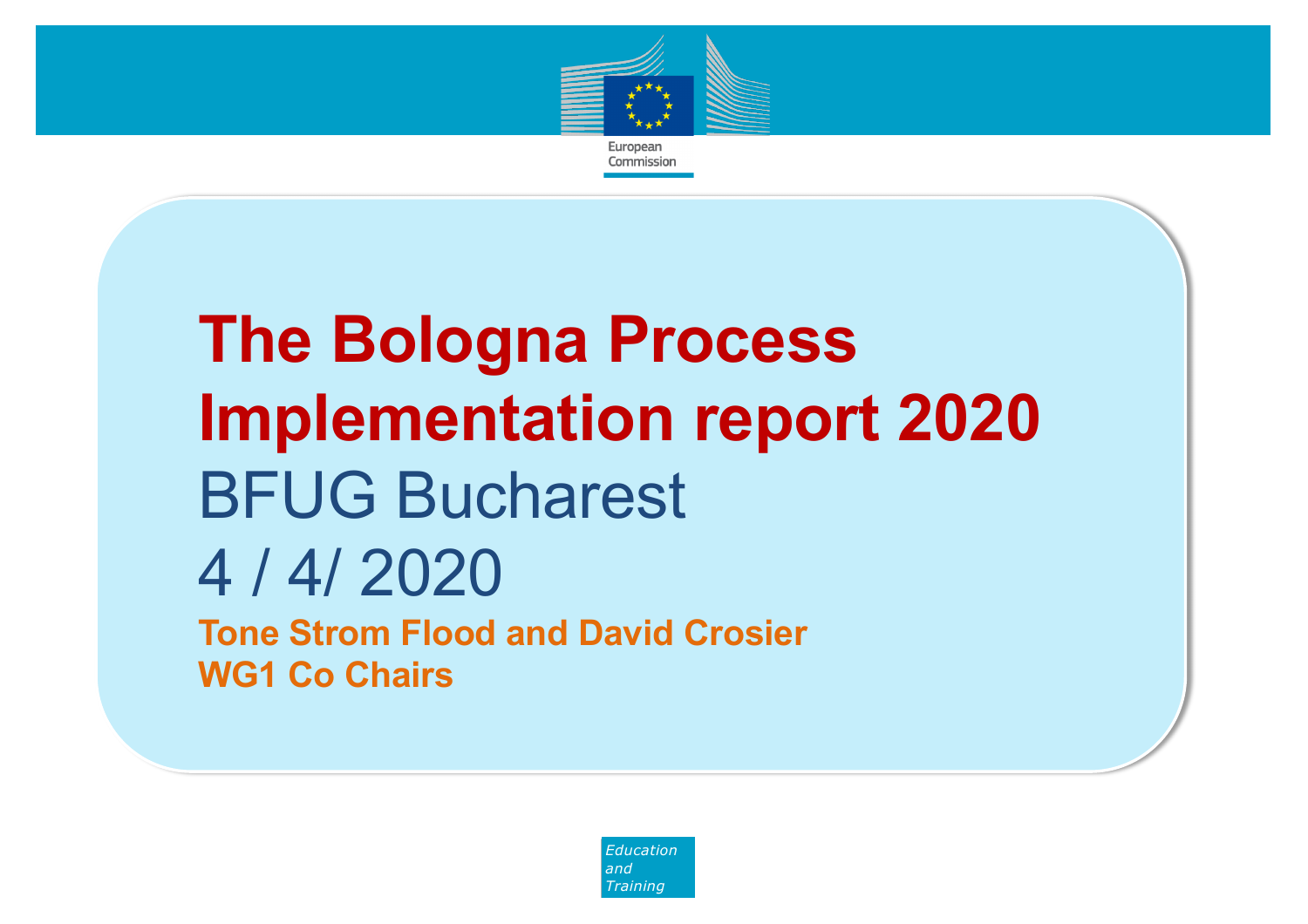# The Bologna Process Implementation report 2020

BFUG Bucharest

4 / 4/ 2020

**Tone Strom Flood and David Crosier**
**WG1 Co Chairs**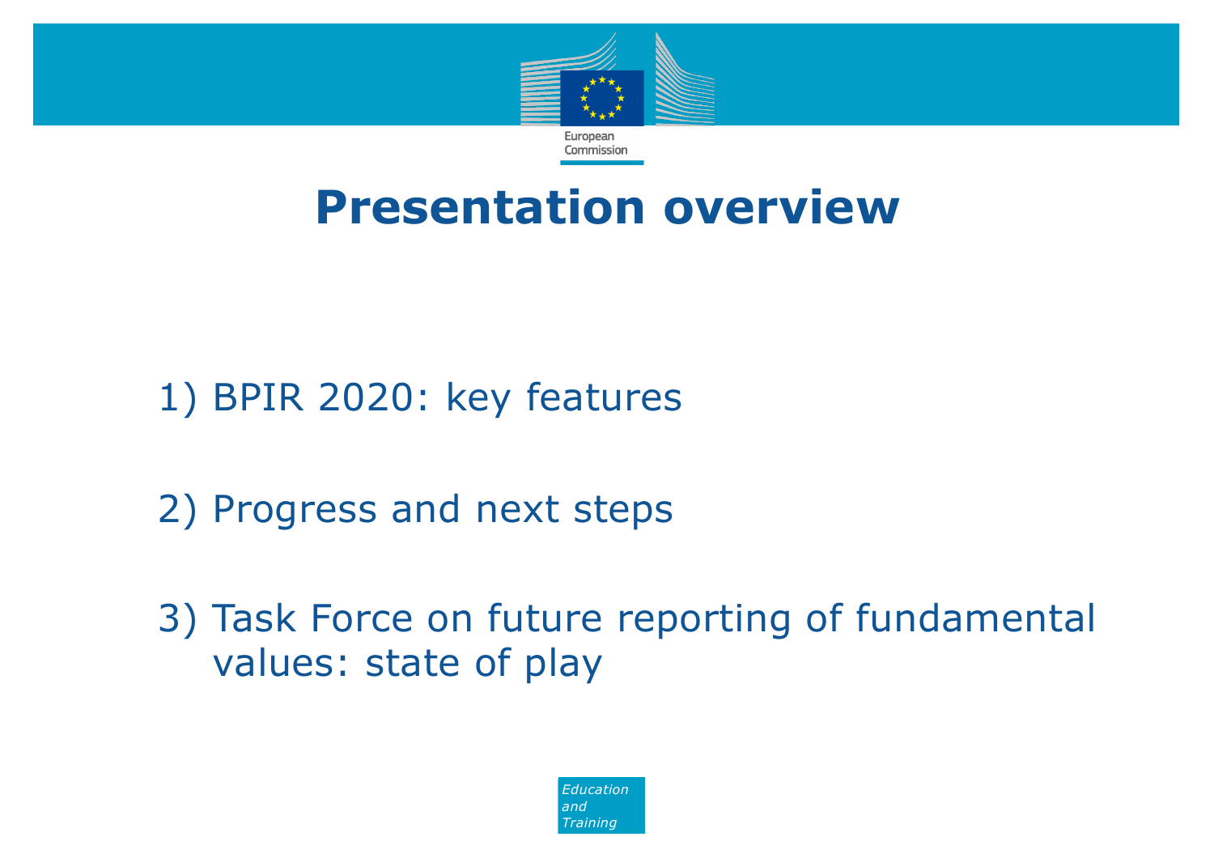# Presentation overview

1) BPIR 2020: key features

2) Progress and next steps

3) Task Force on future reporting of fundamental values: state of play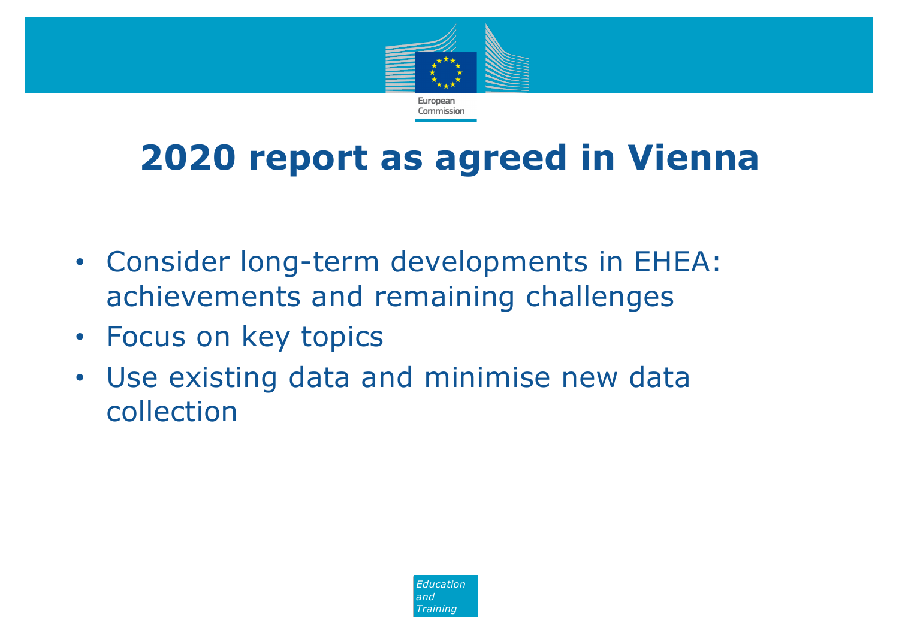# 2020 report as agreed in Vienna

- Consider long-term developments in EHEA: achievements and remaining challenges
- Focus on key topics
- Use existing data and minimise new data collection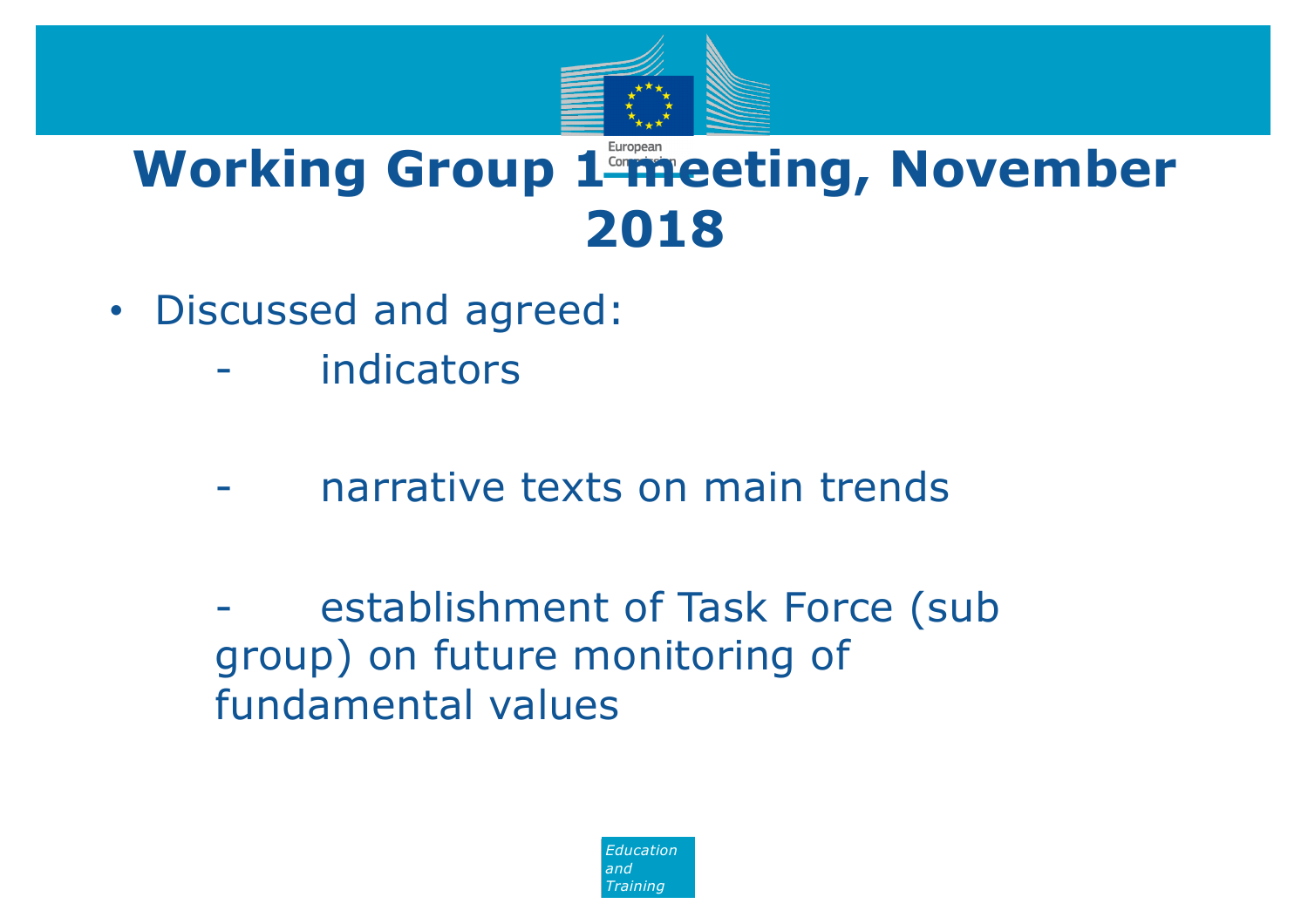# Working Group 1 meeting, November 2018

- Discussed and agreed:
  - indicators
  - narrative texts on main trends
  - establishment of Task Force (sub group) on future monitoring of fundamental values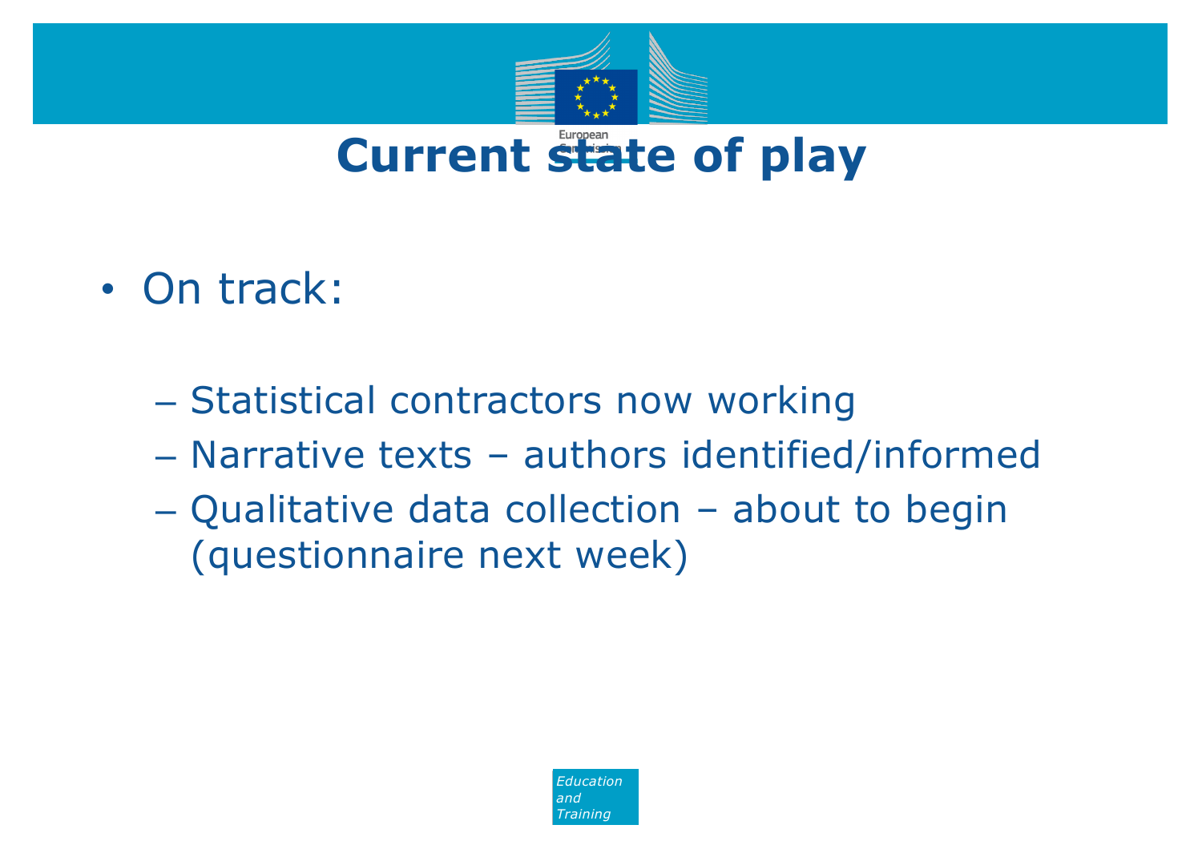# Current state of play

- On track:
  - Statistical contractors now working
  - Narrative texts – authors identified/informed
  - Qualitative data collection – about to begin (questionnaire next week)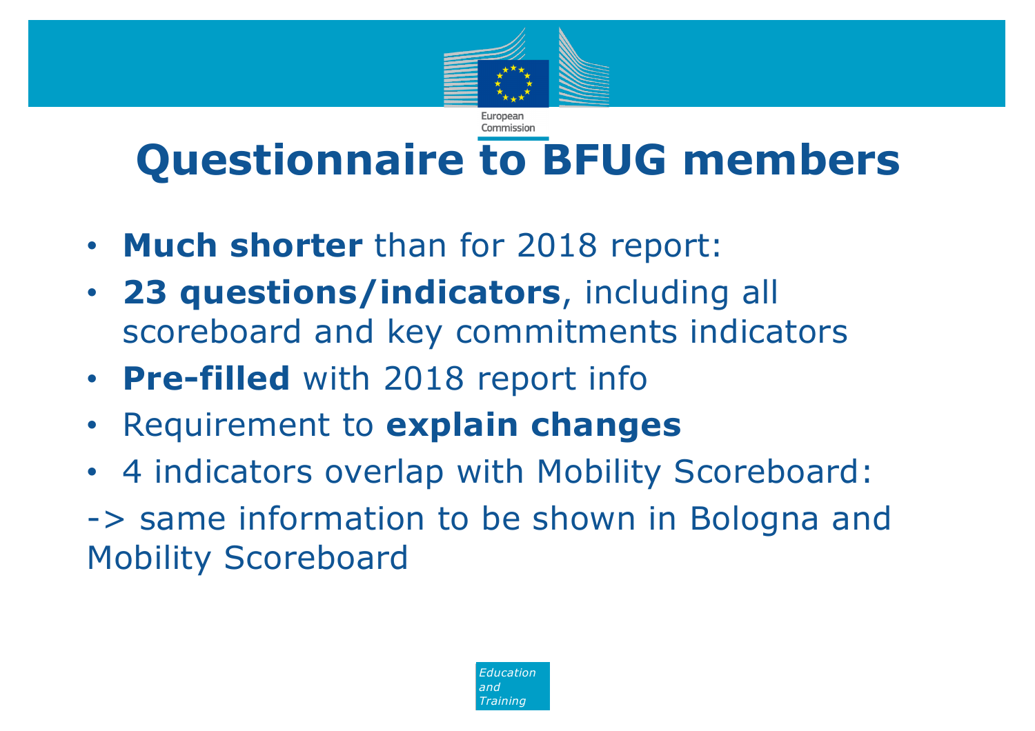# Questionnaire to BFUG members

- **Much shorter** than for 2018 report:
- **23 questions/indicators**, including all scoreboard and key commitments indicators
- **Pre-filled** with 2018 report info
- Requirement to **explain changes**
- 4 indicators overlap with Mobility Scoreboard:

-> same information to be shown in Bologna and Mobility Scoreboard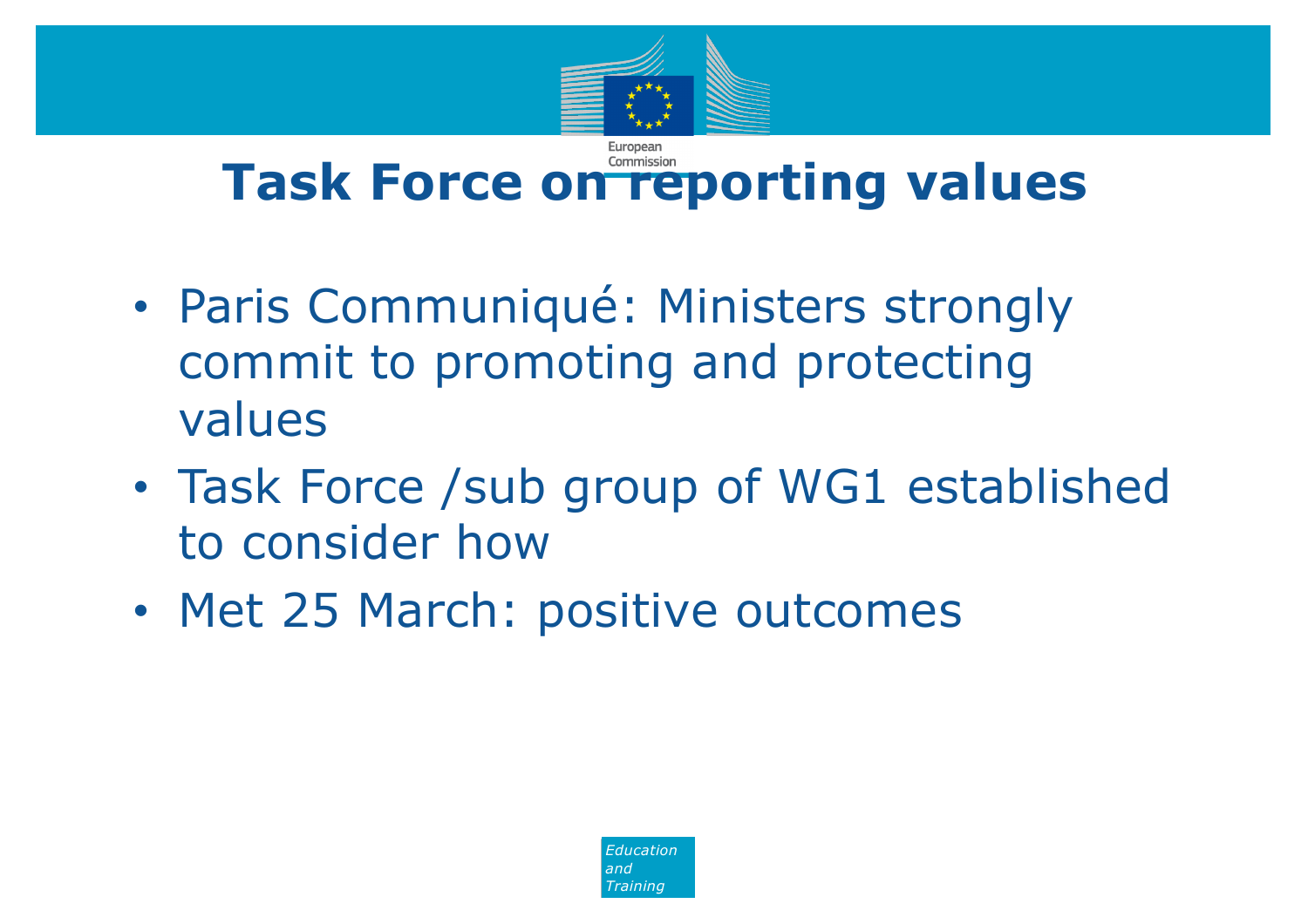# Task Force on reporting values

- Paris Communiqué: Ministers strongly commit to promoting and protecting values
- Task Force /sub group of WG1 established to consider how
- Met 25 March: positive outcomes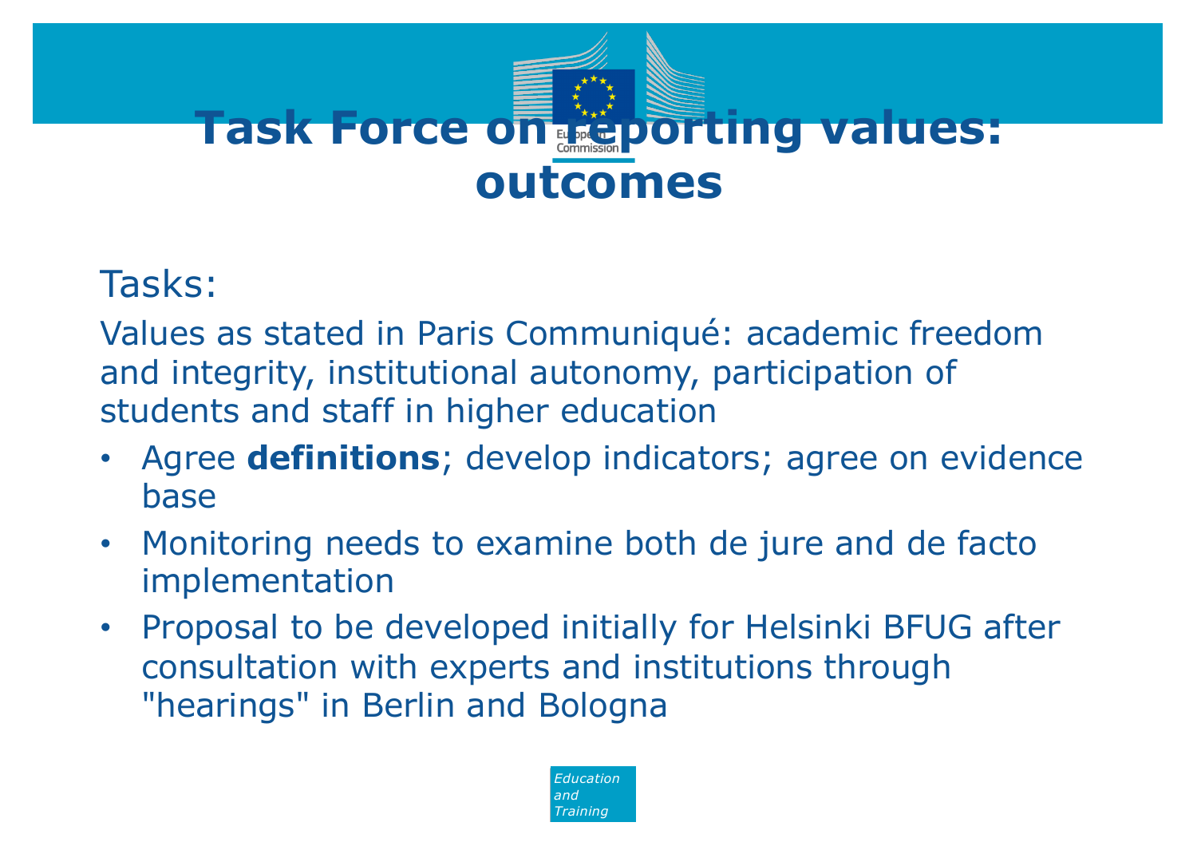# Task Force on reporting values: outcomes

Tasks:

Values as stated in Paris Communiqué: academic freedom and integrity, institutional autonomy, participation of students and staff in higher education

- Agree **definitions**; develop indicators; agree on evidence base
- Monitoring needs to examine both de jure and de facto implementation
- Proposal to be developed initially for Helsinki BFUG after consultation with experts and institutions through "hearings" in Berlin and Bologna